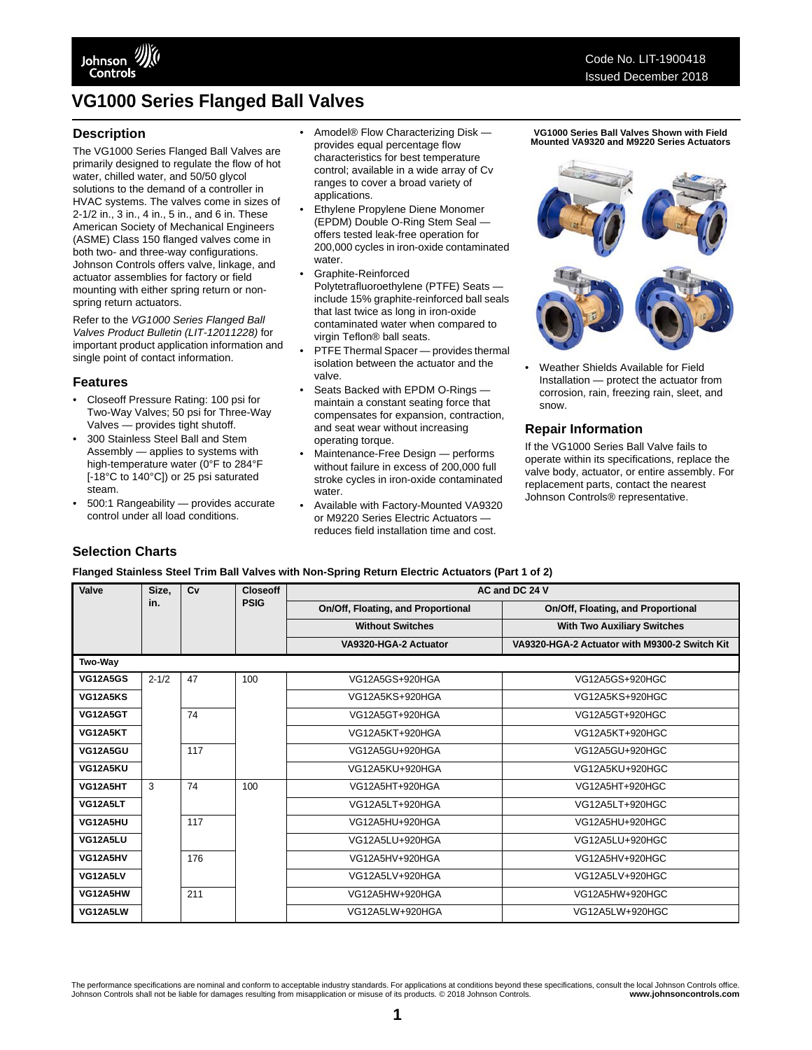Code No. LIT-1900418
Issued December 2018

# VG1000 Series Flanged Ball Valves

## Description

The VG1000 Series Flanged Ball Valves are primarily designed to regulate the flow of hot water, chilled water, and 50/50 glycol solutions to the demand of a controller in HVAC systems. The valves come in sizes of 2-1/2 in., 3 in., 4 in., 5 in., and 6 in. These American Society of Mechanical Engineers (ASME) Class 150 flanged valves come in both two- and three-way configurations. Johnson Controls offers valve, linkage, and actuator assemblies for factory or field mounting with either spring return or non-spring return actuators.

Refer to the *VG1000 Series Flanged Ball Valves Product Bulletin (LIT-12011228)* for important product application information and single point of contact information.

## Features

- Closeoff Pressure Rating: 100 psi for Two-Way Valves; 50 psi for Three-Way Valves — provides tight shutoff.
- 300 Stainless Steel Ball and Stem Assembly — applies to systems with high-temperature water (0°F to 284°F [-18°C to 140°C]) or 25 psi saturated steam.
- 500:1 Rangeability — provides accurate control under all load conditions.
- Amodel® Flow Characterizing Disk — provides equal percentage flow characteristics for best temperature control; available in a wide array of Cv ranges to cover a broad variety of applications.
- Ethylene Propylene Diene Monomer (EPDM) Double O-Ring Stem Seal — offers tested leak-free operation for 200,000 cycles in iron-oxide contaminated water.
- Graphite-Reinforced Polytetrafluoroethylene (PTFE) Seats — include 15% graphite-reinforced ball seals that last twice as long in iron-oxide contaminated water when compared to virgin Teflon® ball seats.
- PTFE Thermal Spacer — provides thermal isolation between the actuator and the valve.
- Seats Backed with EPDM O-Rings — maintain a constant seating force that compensates for expansion, contraction, and seat wear without increasing operating torque.
- Maintenance-Free Design — performs without failure in excess of 200,000 full stroke cycles in iron-oxide contaminated water.
- Available with Factory-Mounted VA9320 or M9220 Series Electric Actuators — reduces field installation time and cost.
- Weather Shields Available for Field Installation — protect the actuator from corrosion, rain, freezing rain, sleet, and snow.

**VG1000 Series Ball Valves Shown with Field Mounted VA9320 and M9220 Series Actuators**

## Repair Information

If the VG1000 Series Ball Valve fails to operate within its specifications, replace the valve body, actuator, or entire assembly. For replacement parts, contact the nearest Johnson Controls® representative.

## Selection Charts

**Flanged Stainless Steel Trim Ball Valves with Non-Spring Return Electric Actuators (Part 1 of 2)**

| Valve | Size, in. | Cv | Closeoff PSIG | AC and DC 24 V | |
|---|---|---|---|---|---|
| | | | | On/Off, Floating, and Proportional | On/Off, Floating, and Proportional |
| | | | | Without Switches | With Two Auxiliary Switches |
| | | | | VA9320-HGA-2 Actuator | VA9320-HGA-2 Actuator with M9300-2 Switch Kit |
| **Two-Way** | | | | | |
| **VG12A5GS** | 2-1/2 | 47 | 100 | VG12A5GS+920HGA | VG12A5GS+920HGC |
| **VG12A5KS** | | | | VG12A5KS+920HGA | VG12A5KS+920HGC |
| **VG12A5GT** | | 74 | | VG12A5GT+920HGA | VG12A5GT+920HGC |
| **VG12A5KT** | | | | VG12A5KT+920HGA | VG12A5KT+920HGC |
| **VG12A5GU** | | 117 | | VG12A5GU+920HGA | VG12A5GU+920HGC |
| **VG12A5KU** | | | | VG12A5KU+920HGA | VG12A5KU+920HGC |
| **VG12A5HT** | 3 | 74 | 100 | VG12A5HT+920HGA | VG12A5HT+920HGC |
| **VG12A5LT** | | | | VG12A5LT+920HGA | VG12A5LT+920HGC |
| **VG12A5HU** | | 117 | | VG12A5HU+920HGA | VG12A5HU+920HGC |
| **VG12A5LU** | | | | VG12A5LU+920HGA | VG12A5LU+920HGC |
| **VG12A5HV** | | 176 | | VG12A5HV+920HGA | VG12A5HV+920HGC |
| **VG12A5LV** | | | | VG12A5LV+920HGA | VG12A5LV+920HGC |
| **VG12A5HW** | | 211 | | VG12A5HW+920HGA | VG12A5HW+920HGC |
| **VG12A5LW** | | | | VG12A5LW+920HGA | VG12A5LW+920HGC |

The performance specifications are nominal and conform to acceptable industry standards. For applications at conditions beyond these specifications, consult the local Johnson Controls office. Johnson Controls shall not be liable for damages resulting from misapplication or misuse of its products. © 2018 Johnson Controls. **www.johnsoncontrols.com**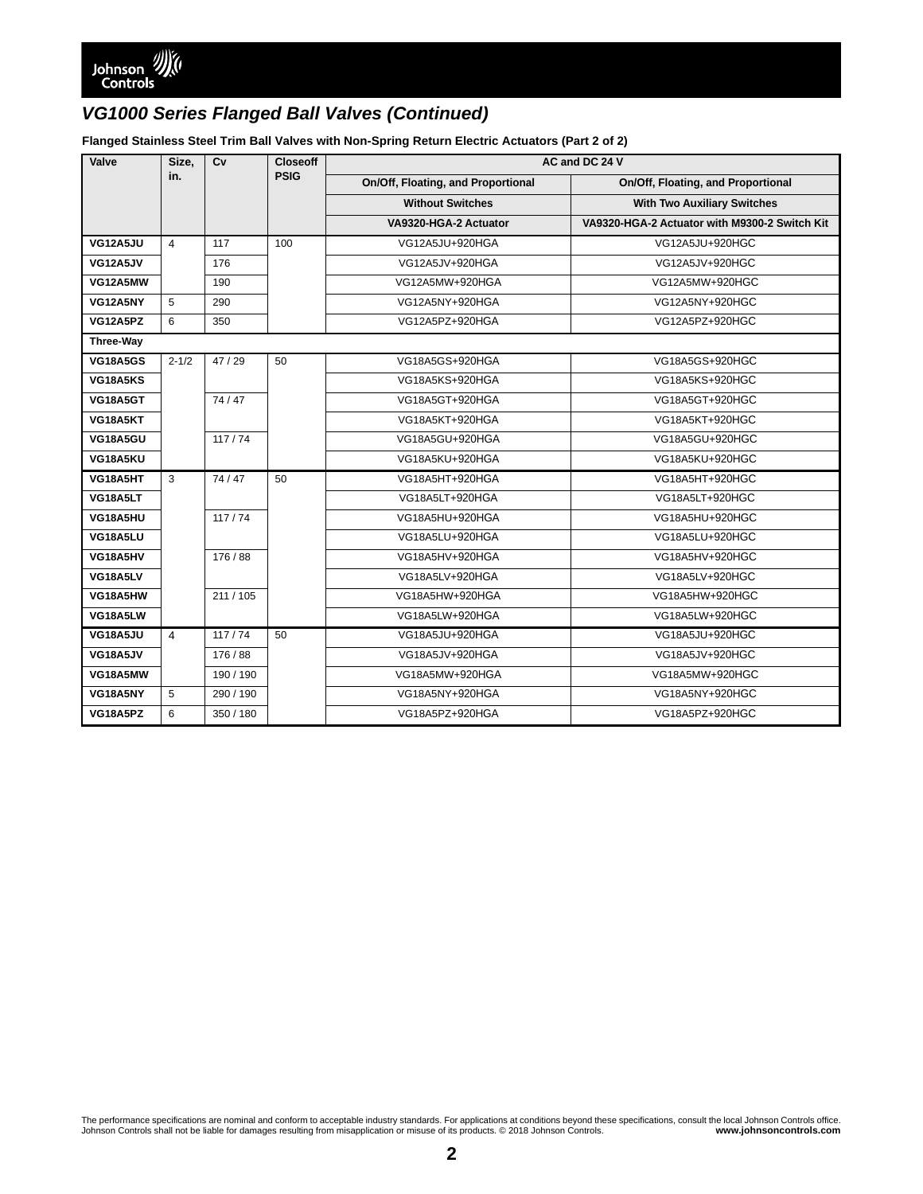## VG1000 Series Flanged Ball Valves (Continued)

**Flanged Stainless Steel Trim Ball Valves with Non-Spring Return Electric Actuators (Part 2 of 2)**

| Valve | Size, in. | Cv | Closeoff PSIG | AC and DC 24 V | |
|---|---|---|---|---|---|
| | | | | On/Off, Floating, and Proportional | On/Off, Floating, and Proportional |
| | | | | Without Switches | With Two Auxiliary Switches |
| | | | | VA9320-HGA-2 Actuator | VA9320-HGA-2 Actuator with M9300-2 Switch Kit |
| **VG12A5JU** | 4 | 117 | 100 | VG12A5JU+920HGA | VG12A5JU+920HGC |
| **VG12A5JV** | | 176 | | VG12A5JV+920HGA | VG12A5JV+920HGC |
| **VG12A5MW** | | 190 | | VG12A5MW+920HGA | VG12A5MW+920HGC |
| **VG12A5NY** | 5 | 290 | | VG12A5NY+920HGA | VG12A5NY+920HGC |
| **VG12A5PZ** | 6 | 350 | | VG12A5PZ+920HGA | VG12A5PZ+920HGC |
| **Three-Way** | | | | | |
| **VG18A5GS** | 2-1/2 | 47 / 29 | 50 | VG18A5GS+920HGA | VG18A5GS+920HGC |
| **VG18A5KS** | | | | VG18A5KS+920HGA | VG18A5KS+920HGC |
| **VG18A5GT** | | 74 / 47 | | VG18A5GT+920HGA | VG18A5GT+920HGC |
| **VG18A5KT** | | | | VG18A5KT+920HGA | VG18A5KT+920HGC |
| **VG18A5GU** | | 117 / 74 | | VG18A5GU+920HGA | VG18A5GU+920HGC |
| **VG18A5KU** | | | | VG18A5KU+920HGA | VG18A5KU+920HGC |
| **VG18A5HT** | 3 | 74 / 47 | 50 | VG18A5HT+920HGA | VG18A5HT+920HGC |
| **VG18A5LT** | | | | VG18A5LT+920HGA | VG18A5LT+920HGC |
| **VG18A5HU** | | 117 / 74 | | VG18A5HU+920HGA | VG18A5HU+920HGC |
| **VG18A5LU** | | | | VG18A5LU+920HGA | VG18A5LU+920HGC |
| **VG18A5HV** | | 176 / 88 | | VG18A5HV+920HGA | VG18A5HV+920HGC |
| **VG18A5LV** | | | | VG18A5LV+920HGA | VG18A5LV+920HGC |
| **VG18A5HW** | | 211 / 105 | | VG18A5HW+920HGA | VG18A5HW+920HGC |
| **VG18A5LW** | | | | VG18A5LW+920HGA | VG18A5LW+920HGC |
| **VG18A5JU** | 4 | 117 / 74 | 50 | VG18A5JU+920HGA | VG18A5JU+920HGC |
| **VG18A5JV** | | 176 / 88 | | VG18A5JV+920HGA | VG18A5JV+920HGC |
| **VG18A5MW** | | 190 / 190 | | VG18A5MW+920HGA | VG18A5MW+920HGC |
| **VG18A5NY** | 5 | 290 / 190 | | VG18A5NY+920HGA | VG18A5NY+920HGC |
| **VG18A5PZ** | 6 | 350 / 180 | | VG18A5PZ+920HGA | VG18A5PZ+920HGC |

The performance specifications are nominal and conform to acceptable industry standards. For applications at conditions beyond these specifications, consult the local Johnson Controls office. Johnson Controls shall not be liable for damages resulting from misapplication or misuse of its products. © 2018 Johnson Controls. **www.johnsoncontrols.com**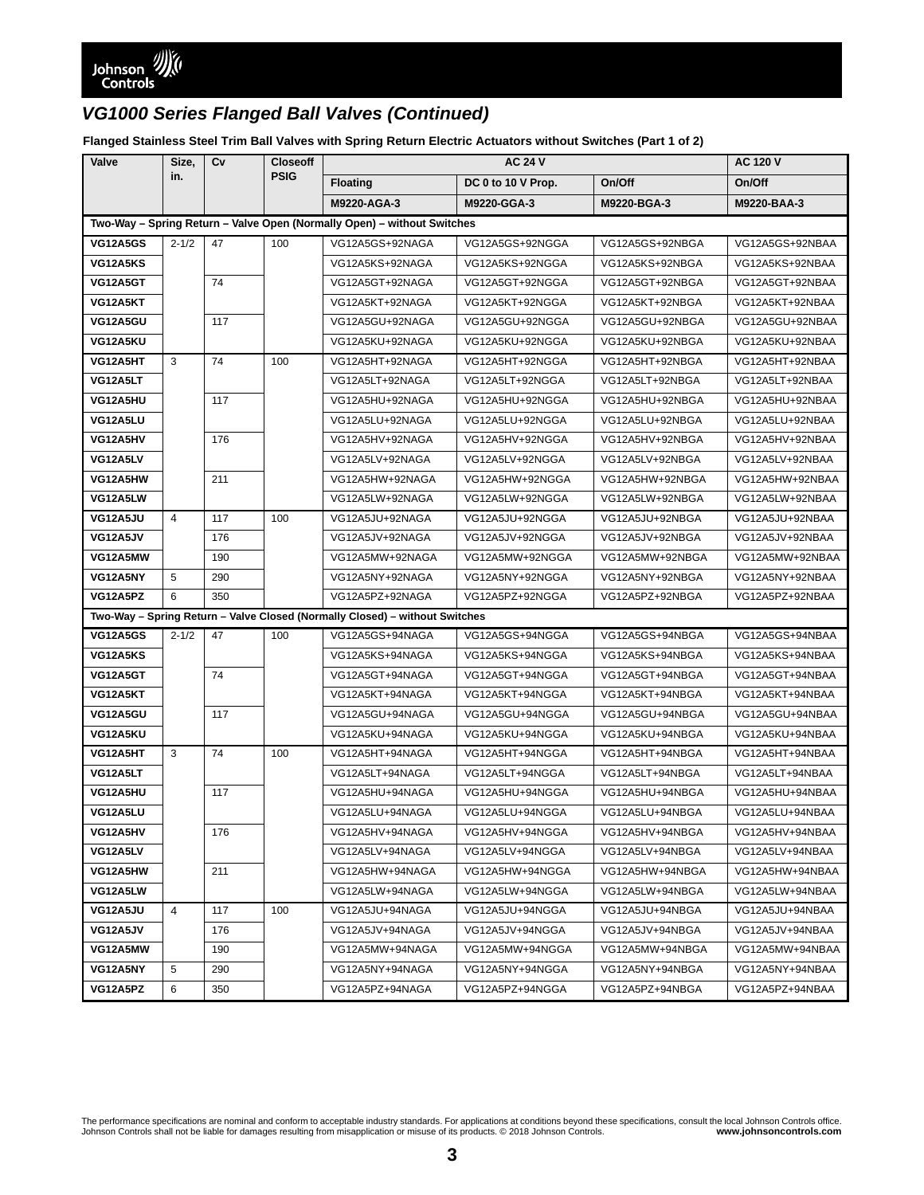## *VG1000 Series Flanged Ball Valves (Continued)*

**Flanged Stainless Steel Trim Ball Valves with Spring Return Electric Actuators without Switches (Part 1 of 2)**

| Valve | Size, in. | Cv | Closeoff PSIG | AC 24 V | | | AC 120 V |
|---|---|---|---|---|---|---|---|
| | | | | Floating | DC 0 to 10 V Prop. | On/Off | On/Off |
| | | | | M9220-AGA-3 | M9220-GGA-3 | M9220-BGA-3 | M9220-BAA-3 |
| **Two-Way – Spring Return – Valve Open (Normally Open) – without Switches** | | | | | | | |
| **VG12A5GS** | 2-1/2 | 47 | 100 | VG12A5GS+92NAGA | VG12A5GS+92NGGA | VG12A5GS+92NBGA | VG12A5GS+92NBAA |
| **VG12A5KS** | | | | VG12A5KS+92NAGA | VG12A5KS+92NGGA | VG12A5KS+92NBGA | VG12A5KS+92NBAA |
| **VG12A5GT** | | 74 | | VG12A5GT+92NAGA | VG12A5GT+92NGGA | VG12A5GT+92NBGA | VG12A5GT+92NBAA |
| **VG12A5KT** | | | | VG12A5KT+92NAGA | VG12A5KT+92NGGA | VG12A5KT+92NBGA | VG12A5KT+92NBAA |
| **VG12A5GU** | | 117 | | VG12A5GU+92NAGA | VG12A5GU+92NGGA | VG12A5GU+92NBGA | VG12A5GU+92NBAA |
| **VG12A5KU** | | | | VG12A5KU+92NAGA | VG12A5KU+92NGGA | VG12A5KU+92NBGA | VG12A5KU+92NBAA |
| **VG12A5HT** | 3 | 74 | 100 | VG12A5HT+92NAGA | VG12A5HT+92NGGA | VG12A5HT+92NBGA | VG12A5HT+92NBAA |
| **VG12A5LT** | | | | VG12A5LT+92NAGA | VG12A5LT+92NGGA | VG12A5LT+92NBGA | VG12A5LT+92NBAA |
| **VG12A5HU** | | 117 | | VG12A5HU+92NAGA | VG12A5HU+92NGGA | VG12A5HU+92NBGA | VG12A5HU+92NBAA |
| **VG12A5LU** | | | | VG12A5LU+92NAGA | VG12A5LU+92NGGA | VG12A5LU+92NBGA | VG12A5LU+92NBAA |
| **VG12A5HV** | | 176 | | VG12A5HV+92NAGA | VG12A5HV+92NGGA | VG12A5HV+92NBGA | VG12A5HV+92NBAA |
| **VG12A5LV** | | | | VG12A5LV+92NAGA | VG12A5LV+92NGGA | VG12A5LV+92NBGA | VG12A5LV+92NBAA |
| **VG12A5HW** | | 211 | | VG12A5HW+92NAGA | VG12A5HW+92NGGA | VG12A5HW+92NBGA | VG12A5HW+92NBAA |
| **VG12A5LW** | | | | VG12A5LW+92NAGA | VG12A5LW+92NGGA | VG12A5LW+92NBGA | VG12A5LW+92NBAA |
| **VG12A5JU** | 4 | 117 | 100 | VG12A5JU+92NAGA | VG12A5JU+92NGGA | VG12A5JU+92NBGA | VG12A5JU+92NBAA |
| **VG12A5JV** | | 176 | | VG12A5JV+92NAGA | VG12A5JV+92NGGA | VG12A5JV+92NBGA | VG12A5JV+92NBAA |
| **VG12A5MW** | | 190 | | VG12A5MW+92NAGA | VG12A5MW+92NGGA | VG12A5MW+92NBGA | VG12A5MW+92NBAA |
| **VG12A5NY** | 5 | 290 | | VG12A5NY+92NAGA | VG12A5NY+92NGGA | VG12A5NY+92NBGA | VG12A5NY+92NBAA |
| **VG12A5PZ** | 6 | 350 | | VG12A5PZ+92NAGA | VG12A5PZ+92NGGA | VG12A5PZ+92NBGA | VG12A5PZ+92NBAA |
| **Two-Way – Spring Return – Valve Closed (Normally Closed) – without Switches** | | | | | | | |
| **VG12A5GS** | 2-1/2 | 47 | 100 | VG12A5GS+94NAGA | VG12A5GS+94NGGA | VG12A5GS+94NBGA | VG12A5GS+94NBAA |
| **VG12A5KS** | | | | VG12A5KS+94NAGA | VG12A5KS+94NGGA | VG12A5KS+94NBGA | VG12A5KS+94NBAA |
| **VG12A5GT** | | 74 | | VG12A5GT+94NAGA | VG12A5GT+94NGGA | VG12A5GT+94NBGA | VG12A5GT+94NBAA |
| **VG12A5KT** | | | | VG12A5KT+94NAGA | VG12A5KT+94NGGA | VG12A5KT+94NBGA | VG12A5KT+94NBAA |
| **VG12A5GU** | | 117 | | VG12A5GU+94NAGA | VG12A5GU+94NGGA | VG12A5GU+94NBGA | VG12A5GU+94NBAA |
| **VG12A5KU** | | | | VG12A5KU+94NAGA | VG12A5KU+94NGGA | VG12A5KU+94NBGA | VG12A5KU+94NBAA |
| **VG12A5HT** | 3 | 74 | 100 | VG12A5HT+94NAGA | VG12A5HT+94NGGA | VG12A5HT+94NBGA | VG12A5HT+94NBAA |
| **VG12A5LT** | | | | VG12A5LT+94NAGA | VG12A5LT+94NGGA | VG12A5LT+94NBGA | VG12A5LT+94NBAA |
| **VG12A5HU** | | 117 | | VG12A5HU+94NAGA | VG12A5HU+94NGGA | VG12A5HU+94NBGA | VG12A5HU+94NBAA |
| **VG12A5LU** | | | | VG12A5LU+94NAGA | VG12A5LU+94NGGA | VG12A5LU+94NBGA | VG12A5LU+94NBAA |
| **VG12A5HV** | | 176 | | VG12A5HV+94NAGA | VG12A5HV+94NGGA | VG12A5HV+94NBGA | VG12A5HV+94NBAA |
| **VG12A5LV** | | | | VG12A5LV+94NAGA | VG12A5LV+94NGGA | VG12A5LV+94NBGA | VG12A5LV+94NBAA |
| **VG12A5HW** | | 211 | | VG12A5HW+94NAGA | VG12A5HW+94NGGA | VG12A5HW+94NBGA | VG12A5HW+94NBAA |
| **VG12A5LW** | | | | VG12A5LW+94NAGA | VG12A5LW+94NGGA | VG12A5LW+94NBGA | VG12A5LW+94NBAA |
| **VG12A5JU** | 4 | 117 | 100 | VG12A5JU+94NAGA | VG12A5JU+94NGGA | VG12A5JU+94NBGA | VG12A5JU+94NBAA |
| **VG12A5JV** | | 176 | | VG12A5JV+94NAGA | VG12A5JV+94NGGA | VG12A5JV+94NBGA | VG12A5JV+94NBAA |
| **VG12A5MW** | | 190 | | VG12A5MW+94NAGA | VG12A5MW+94NGGA | VG12A5MW+94NBGA | VG12A5MW+94NBAA |
| **VG12A5NY** | 5 | 290 | | VG12A5NY+94NAGA | VG12A5NY+94NGGA | VG12A5NY+94NBGA | VG12A5NY+94NBAA |
| **VG12A5PZ** | 6 | 350 | | VG12A5PZ+94NAGA | VG12A5PZ+94NGGA | VG12A5PZ+94NBGA | VG12A5PZ+94NBAA |

The performance specifications are nominal and conform to acceptable industry standards. For applications at conditions beyond these specifications, consult the local Johnson Controls office. Johnson Controls shall not be liable for damages resulting from misapplication or misuse of its products. © 2018 Johnson Controls. **www.johnsoncontrols.com**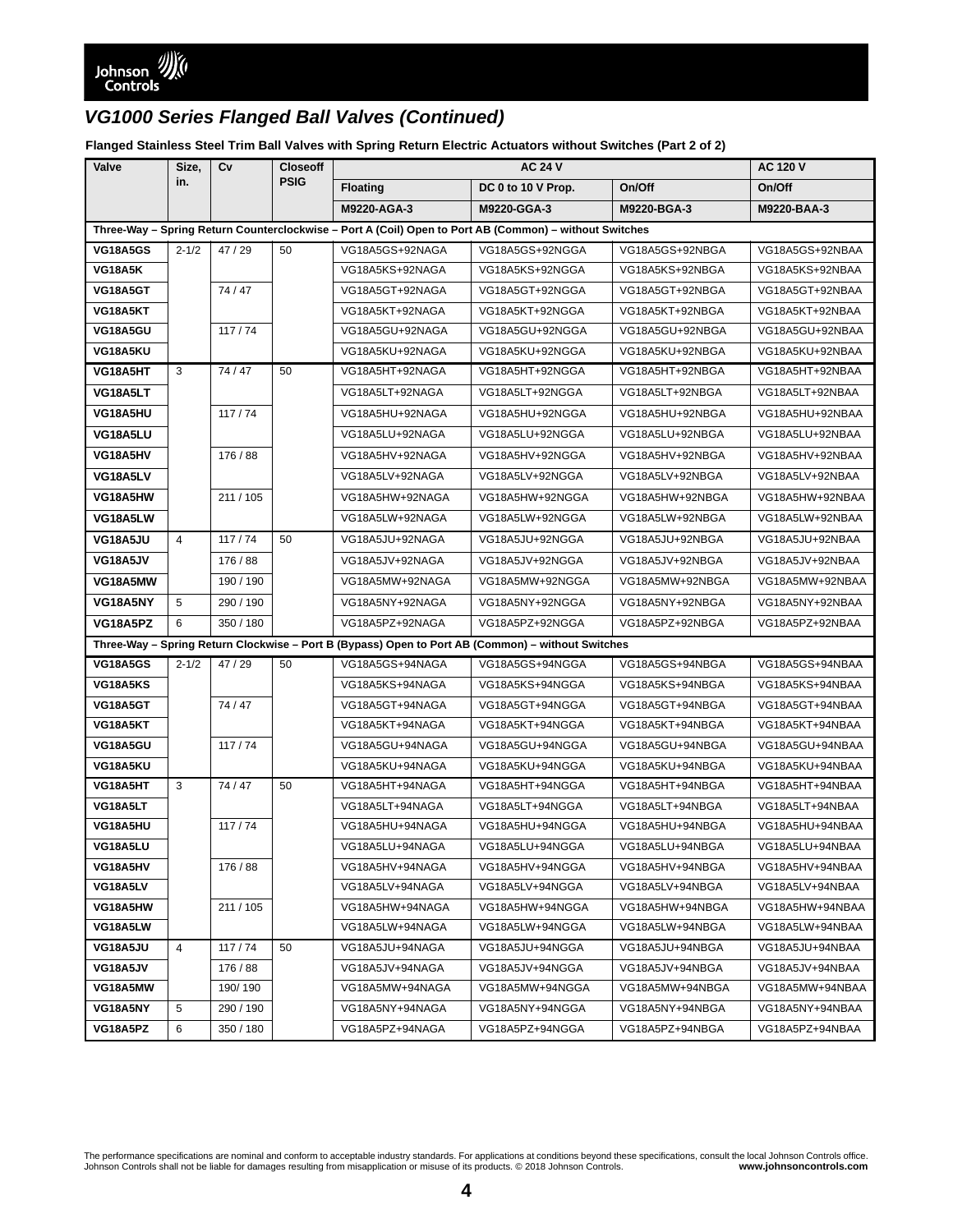## VG1000 Series Flanged Ball Valves (Continued)

**Flanged Stainless Steel Trim Ball Valves with Spring Return Electric Actuators without Switches (Part 2 of 2)**

| Valve | Size, in. | Cv | Closeoff PSIG | AC 24 V | | | AC 120 V |
|---|---|---|---|---|---|---|---|
| | | | | Floating | DC 0 to 10 V Prop. | On/Off | On/Off |
| | | | | M9220-AGA-3 | M9220-GGA-3 | M9220-BGA-3 | M9220-BAA-3 |
| **Three-Way – Spring Return Counterclockwise – Port A (Coil) Open to Port AB (Common) – without Switches** | | | | | | | |
| **VG18A5GS** | 2-1/2 | 47 / 29 | 50 | VG18A5GS+92NAGA | VG18A5GS+92NGGA | VG18A5GS+92NBGA | VG18A5GS+92NBAA |
| **VG18A5K** | | | | VG18A5KS+92NAGA | VG18A5KS+92NGGA | VG18A5KS+92NBGA | VG18A5KS+92NBAA |
| **VG18A5GT** | | 74 / 47 | | VG18A5GT+92NAGA | VG18A5GT+92NGGA | VG18A5GT+92NBGA | VG18A5GT+92NBAA |
| **VG18A5KT** | | | | VG18A5KT+92NAGA | VG18A5KT+92NGGA | VG18A5KT+92NBGA | VG18A5KT+92NBAA |
| **VG18A5GU** | | 117 / 74 | | VG18A5GU+92NAGA | VG18A5GU+92NGGA | VG18A5GU+92NBGA | VG18A5GU+92NBAA |
| **VG18A5KU** | | | | VG18A5KU+92NAGA | VG18A5KU+92NGGA | VG18A5KU+92NBGA | VG18A5KU+92NBAA |
| **VG18A5HT** | 3 | 74 / 47 | 50 | VG18A5HT+92NAGA | VG18A5HT+92NGGA | VG18A5HT+92NBGA | VG18A5HT+92NBAA |
| **VG18A5LT** | | | | VG18A5LT+92NAGA | VG18A5LT+92NGGA | VG18A5LT+92NBGA | VG18A5LT+92NBAA |
| **VG18A5HU** | | 117 / 74 | | VG18A5HU+92NAGA | VG18A5HU+92NGGA | VG18A5HU+92NBGA | VG18A5HU+92NBAA |
| **VG18A5LU** | | | | VG18A5LU+92NAGA | VG18A5LU+92NGGA | VG18A5LU+92NBGA | VG18A5LU+92NBAA |
| **VG18A5HV** | | 176 / 88 | | VG18A5HV+92NAGA | VG18A5HV+92NGGA | VG18A5HV+92NBGA | VG18A5HV+92NBAA |
| **VG18A5LV** | | | | VG18A5LV+92NAGA | VG18A5LV+92NGGA | VG18A5LV+92NBGA | VG18A5LV+92NBAA |
| **VG18A5HW** | | 211 / 105 | | VG18A5HW+92NAGA | VG18A5HW+92NGGA | VG18A5HW+92NBGA | VG18A5HW+92NBAA |
| **VG18A5LW** | | | | VG18A5LW+92NAGA | VG18A5LW+92NGGA | VG18A5LW+92NBGA | VG18A5LW+92NBAA |
| **VG18A5JU** | 4 | 117 / 74 | 50 | VG18A5JU+92NAGA | VG18A5JU+92NGGA | VG18A5JU+92NBGA | VG18A5JU+92NBAA |
| **VG18A5JV** | | 176 / 88 | | VG18A5JV+92NAGA | VG18A5JV+92NGGA | VG18A5JV+92NBGA | VG18A5JV+92NBAA |
| **VG18A5MW** | | 190 / 190 | | VG18A5MW+92NAGA | VG18A5MW+92NGGA | VG18A5MW+92NBGA | VG18A5MW+92NBAA |
| **VG18A5NY** | 5 | 290 / 190 | | VG18A5NY+92NAGA | VG18A5NY+92NGGA | VG18A5NY+92NBGA | VG18A5NY+92NBAA |
| **VG18A5PZ** | 6 | 350 / 180 | | VG18A5PZ+92NAGA | VG18A5PZ+92NGGA | VG18A5PZ+92NBGA | VG18A5PZ+92NBAA |
| **Three-Way – Spring Return Clockwise – Port B (Bypass) Open to Port AB (Common) – without Switches** | | | | | | | |
| **VG18A5GS** | 2-1/2 | 47 / 29 | 50 | VG18A5GS+94NAGA | VG18A5GS+94NGGA | VG18A5GS+94NBGA | VG18A5GS+94NBAA |
| **VG18A5KS** | | | | VG18A5KS+94NAGA | VG18A5KS+94NGGA | VG18A5KS+94NBGA | VG18A5KS+94NBAA |
| **VG18A5GT** | | 74 / 47 | | VG18A5GT+94NAGA | VG18A5GT+94NGGA | VG18A5GT+94NBGA | VG18A5GT+94NBAA |
| **VG18A5KT** | | | | VG18A5KT+94NAGA | VG18A5KT+94NGGA | VG18A5KT+94NBGA | VG18A5KT+94NBAA |
| **VG18A5GU** | | 117 / 74 | | VG18A5GU+94NAGA | VG18A5GU+94NGGA | VG18A5GU+94NBGA | VG18A5GU+94NBAA |
| **VG18A5KU** | | | | VG18A5KU+94NAGA | VG18A5KU+94NGGA | VG18A5KU+94NBGA | VG18A5KU+94NBAA |
| **VG18A5HT** | 3 | 74 / 47 | 50 | VG18A5HT+94NAGA | VG18A5HT+94NGGA | VG18A5HT+94NBGA | VG18A5HT+94NBAA |
| **VG18A5LT** | | | | VG18A5LT+94NAGA | VG18A5LT+94NGGA | VG18A5LT+94NBGA | VG18A5LT+94NBAA |
| **VG18A5HU** | | 117 / 74 | | VG18A5HU+94NAGA | VG18A5HU+94NGGA | VG18A5HU+94NBGA | VG18A5HU+94NBAA |
| **VG18A5LU** | | | | VG18A5LU+94NAGA | VG18A5LU+94NGGA | VG18A5LU+94NBGA | VG18A5LU+94NBAA |
| **VG18A5HV** | | 176 / 88 | | VG18A5HV+94NAGA | VG18A5HV+94NGGA | VG18A5HV+94NBGA | VG18A5HV+94NBAA |
| **VG18A5LV** | | | | VG18A5LV+94NAGA | VG18A5LV+94NGGA | VG18A5LV+94NBGA | VG18A5LV+94NBAA |
| **VG18A5HW** | | 211 / 105 | | VG18A5HW+94NAGA | VG18A5HW+94NGGA | VG18A5HW+94NBGA | VG18A5HW+94NBAA |
| **VG18A5LW** | | | | VG18A5LW+94NAGA | VG18A5LW+94NGGA | VG18A5LW+94NBGA | VG18A5LW+94NBAA |
| **VG18A5JU** | 4 | 117 / 74 | 50 | VG18A5JU+94NAGA | VG18A5JU+94NGGA | VG18A5JU+94NBGA | VG18A5JU+94NBAA |
| **VG18A5JV** | | 176 / 88 | | VG18A5JV+94NAGA | VG18A5JV+94NGGA | VG18A5JV+94NBGA | VG18A5JV+94NBAA |
| **VG18A5MW** | | 190/ 190 | | VG18A5MW+94NAGA | VG18A5MW+94NGGA | VG18A5MW+94NBGA | VG18A5MW+94NBAA |
| **VG18A5NY** | 5 | 290 / 190 | | VG18A5NY+94NAGA | VG18A5NY+94NGGA | VG18A5NY+94NBGA | VG18A5NY+94NBAA |
| **VG18A5PZ** | 6 | 350 / 180 | | VG18A5PZ+94NAGA | VG18A5PZ+94NGGA | VG18A5PZ+94NBGA | VG18A5PZ+94NBAA |

The performance specifications are nominal and conform to acceptable industry standards. For applications at conditions beyond these specifications, consult the local Johnson Controls office. Johnson Controls shall not be liable for damages resulting from misapplication or misuse of its products. © 2018 Johnson Controls. **www.johnsoncontrols.com**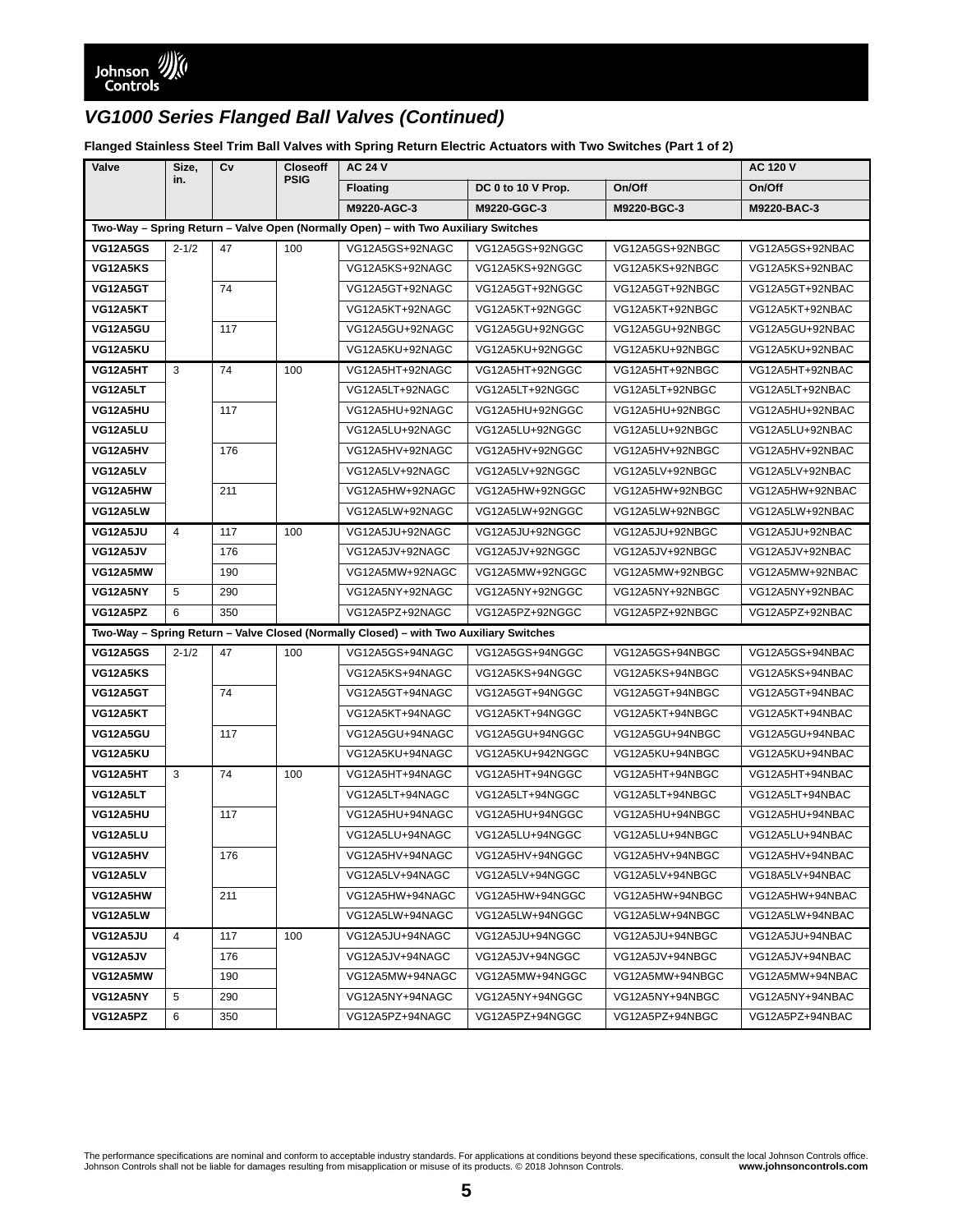## VG1000 Series Flanged Ball Valves (Continued)

**Flanged Stainless Steel Trim Ball Valves with Spring Return Electric Actuators with Two Switches (Part 1 of 2)**

| Valve | Size, in. | Cv | Closeoff PSIG | AC 24 V | | | AC 120 V |
|---|---|---|---|---|---|---|---|
| | | | | Floating | DC 0 to 10 V Prop. | On/Off | On/Off |
| | | | | M9220-AGC-3 | M9220-GGC-3 | M9220-BGC-3 | M9220-BAC-3 |
| **Two-Way – Spring Return – Valve Open (Normally Open) – with Two Auxiliary Switches** | | | | | | | |
| **VG12A5GS** | 2-1/2 | 47 | 100 | VG12A5GS+92NAGC | VG12A5GS+92NGGC | VG12A5GS+92NBGC | VG12A5GS+92NBAC |
| **VG12A5KS** | | | | VG12A5KS+92NAGC | VG12A5KS+92NGGC | VG12A5KS+92NBGC | VG12A5KS+92NBAC |
| **VG12A5GT** | | 74 | | VG12A5GT+92NAGC | VG12A5GT+92NGGC | VG12A5GT+92NBGC | VG12A5GT+92NBAC |
| **VG12A5KT** | | | | VG12A5KT+92NAGC | VG12A5KT+92NGGC | VG12A5KT+92NBGC | VG12A5KT+92NBAC |
| **VG12A5GU** | | 117 | | VG12A5GU+92NAGC | VG12A5GU+92NGGC | VG12A5GU+92NBGC | VG12A5GU+92NBAC |
| **VG12A5KU** | | | | VG12A5KU+92NAGC | VG12A5KU+92NGGC | VG12A5KU+92NBGC | VG12A5KU+92NBAC |
| **VG12A5HT** | 3 | 74 | 100 | VG12A5HT+92NAGC | VG12A5HT+92NGGC | VG12A5HT+92NBGC | VG12A5HT+92NBAC |
| **VG12A5LT** | | | | VG12A5LT+92NAGC | VG12A5LT+92NGGC | VG12A5LT+92NBGC | VG12A5LT+92NBAC |
| **VG12A5HU** | | 117 | | VG12A5HU+92NAGC | VG12A5HU+92NGGC | VG12A5HU+92NBGC | VG12A5HU+92NBAC |
| **VG12A5LU** | | | | VG12A5LU+92NAGC | VG12A5LU+92NGGC | VG12A5LU+92NBGC | VG12A5LU+92NBAC |
| **VG12A5HV** | | 176 | | VG12A5HV+92NAGC | VG12A5HV+92NGGC | VG12A5HV+92NBGC | VG12A5HV+92NBAC |
| **VG12A5LV** | | | | VG12A5LV+92NAGC | VG12A5LV+92NGGC | VG12A5LV+92NBGC | VG12A5LV+92NBAC |
| **VG12A5HW** | | 211 | | VG12A5HW+92NAGC | VG12A5HW+92NGGC | VG12A5HW+92NBGC | VG12A5HW+92NBAC |
| **VG12A5LW** | | | | VG12A5LW+92NAGC | VG12A5LW+92NGGC | VG12A5LW+92NBGC | VG12A5LW+92NBAC |
| **VG12A5JU** | 4 | 117 | 100 | VG12A5JU+92NAGC | VG12A5JU+92NGGC | VG12A5JU+92NBGC | VG12A5JU+92NBAC |
| **VG12A5JV** | | 176 | | VG12A5JV+92NAGC | VG12A5JV+92NGGC | VG12A5JV+92NBGC | VG12A5JV+92NBAC |
| **VG12A5MW** | | 190 | | VG12A5MW+92NAGC | VG12A5MW+92NGGC | VG12A5MW+92NBGC | VG12A5MW+92NBAC |
| **VG12A5NY** | 5 | 290 | | VG12A5NY+92NAGC | VG12A5NY+92NGGC | VG12A5NY+92NBGC | VG12A5NY+92NBAC |
| **VG12A5PZ** | 6 | 350 | | VG12A5PZ+92NAGC | VG12A5PZ+92NGGC | VG12A5PZ+92NBGC | VG12A5PZ+92NBAC |
| **Two-Way – Spring Return – Valve Closed (Normally Closed) – with Two Auxiliary Switches** | | | | | | | |
| **VG12A5GS** | 2-1/2 | 47 | 100 | VG12A5GS+94NAGC | VG12A5GS+94NGGC | VG12A5GS+94NBGC | VG12A5GS+94NBAC |
| **VG12A5KS** | | | | VG12A5KS+94NAGC | VG12A5KS+94NGGC | VG12A5KS+94NBGC | VG12A5KS+94NBAC |
| **VG12A5GT** | | 74 | | VG12A5GT+94NAGC | VG12A5GT+94NGGC | VG12A5GT+94NBGC | VG12A5GT+94NBAC |
| **VG12A5KT** | | | | VG12A5KT+94NAGC | VG12A5KT+94NGGC | VG12A5KT+94NBGC | VG12A5KT+94NBAC |
| **VG12A5GU** | | 117 | | VG12A5GU+94NAGC | VG12A5GU+94NGGC | VG12A5GU+94NBGC | VG12A5GU+94NBAC |
| **VG12A5KU** | | | | VG12A5KU+94NAGC | VG12A5KU+942NGGC | VG12A5KU+94NBGC | VG12A5KU+94NBAC |
| **VG12A5HT** | 3 | 74 | 100 | VG12A5HT+94NAGC | VG12A5HT+94NGGC | VG12A5HT+94NBGC | VG12A5HT+94NBAC |
| **VG12A5LT** | | | | VG12A5LT+94NAGC | VG12A5LT+94NGGC | VG12A5LT+94NBGC | VG12A5LT+94NBAC |
| **VG12A5HU** | | 117 | | VG12A5HU+94NAGC | VG12A5HU+94NGGC | VG12A5HU+94NBGC | VG12A5HU+94NBAC |
| **VG12A5LU** | | | | VG12A5LU+94NAGC | VG12A5LU+94NGGC | VG12A5LU+94NBGC | VG12A5LU+94NBAC |
| **VG12A5HV** | | 176 | | VG12A5HV+94NAGC | VG12A5HV+94NGGC | VG12A5HV+94NBGC | VG12A5HV+94NBAC |
| **VG12A5LV** | | | | VG12A5LV+94NAGC | VG12A5LV+94NGGC | VG12A5LV+94NBGC | VG18A5LV+94NBAC |
| **VG12A5HW** | | 211 | | VG12A5HW+94NAGC | VG12A5HW+94NGGC | VG12A5HW+94NBGC | VG12A5HW+94NBAC |
| **VG12A5LW** | | | | VG12A5LW+94NAGC | VG12A5LW+94NGGC | VG12A5LW+94NBGC | VG12A5LW+94NBAC |
| **VG12A5JU** | 4 | 117 | 100 | VG12A5JU+94NAGC | VG12A5JU+94NGGC | VG12A5JU+94NBGC | VG12A5JU+94NBAC |
| **VG12A5JV** | | 176 | | VG12A5JV+94NAGC | VG12A5JV+94NGGC | VG12A5JV+94NBGC | VG12A5JV+94NBAC |
| **VG12A5MW** | | 190 | | VG12A5MW+94NAGC | VG12A5MW+94NGGC | VG12A5MW+94NBGC | VG12A5MW+94NBAC |
| **VG12A5NY** | 5 | 290 | | VG12A5NY+94NAGC | VG12A5NY+94NGGC | VG12A5NY+94NBGC | VG12A5NY+94NBAC |
| **VG12A5PZ** | 6 | 350 | | VG12A5PZ+94NAGC | VG12A5PZ+94NGGC | VG12A5PZ+94NBGC | VG12A5PZ+94NBAC |

The performance specifications are nominal and conform to acceptable industry standards. For applications at conditions beyond these specifications, consult the local Johnson Controls office. Johnson Controls shall not be liable for damages resulting from misapplication or misuse of its products. © 2018 Johnson Controls. **www.johnsoncontrols.com**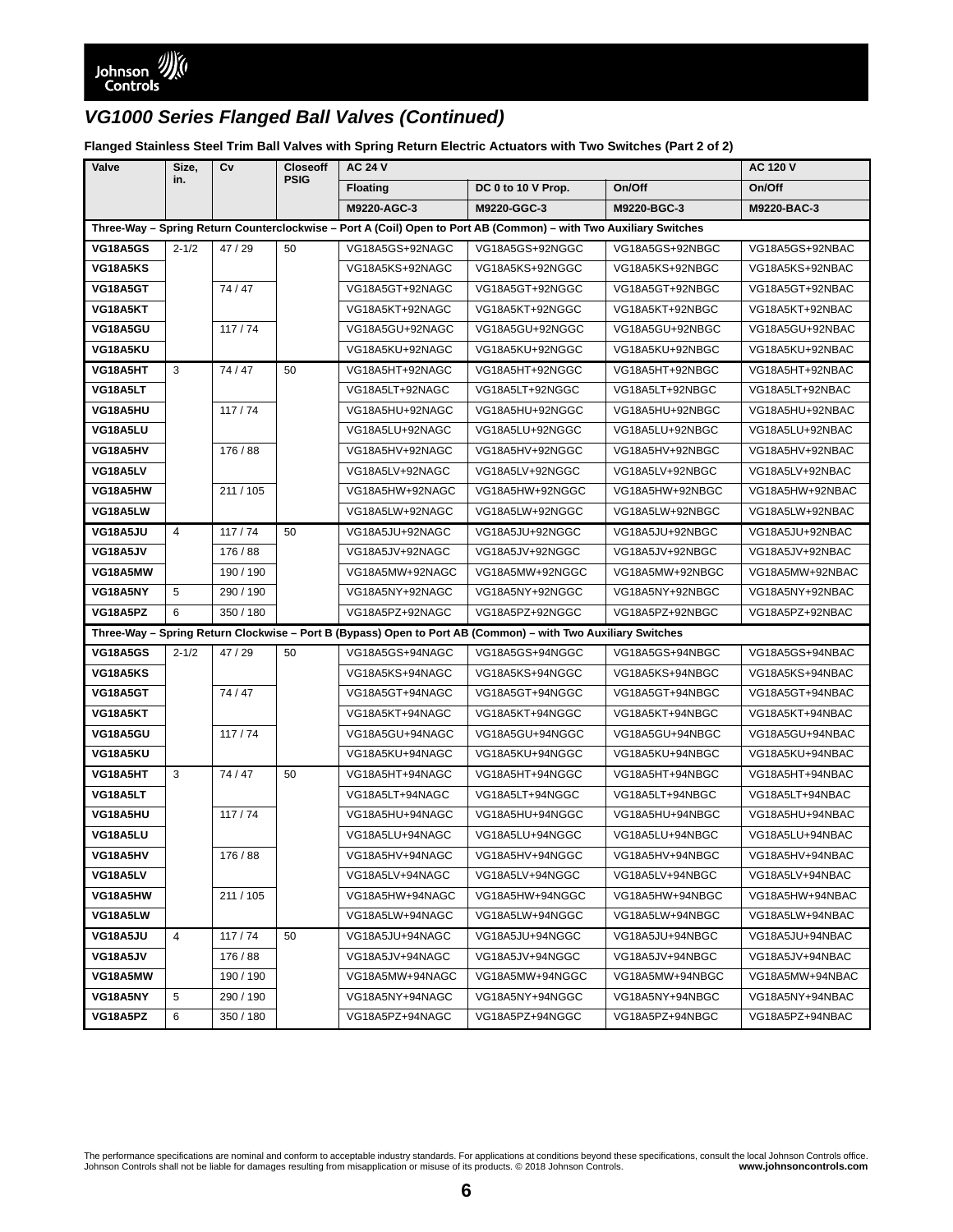## VG1000 Series Flanged Ball Valves (Continued)

**Flanged Stainless Steel Trim Ball Valves with Spring Return Electric Actuators with Two Switches (Part 2 of 2)**

| Valve | Size, in. | Cv | Closeoff PSIG | AC 24 V | | | AC 120 V |
|---|---|---|---|---|---|---|---|
| | | | | Floating | DC 0 to 10 V Prop. | On/Off | On/Off |
| | | | | M9220-AGC-3 | M9220-GGC-3 | M9220-BGC-3 | M9220-BAC-3 |
| **Three-Way – Spring Return Counterclockwise – Port A (Coil) Open to Port AB (Common) – with Two Auxiliary Switches** | | | | | | | |
| **VG18A5GS** | 2-1/2 | 47 / 29 | 50 | VG18A5GS+92NAGC | VG18A5GS+92NGGC | VG18A5GS+92NBGC | VG18A5GS+92NBAC |
| **VG18A5KS** | | | | VG18A5KS+92NAGC | VG18A5KS+92NGGC | VG18A5KS+92NBGC | VG18A5KS+92NBAC |
| **VG18A5GT** | | 74 / 47 | | VG18A5GT+92NAGC | VG18A5GT+92NGGC | VG18A5GT+92NBGC | VG18A5GT+92NBAC |
| **VG18A5KT** | | | | VG18A5KT+92NAGC | VG18A5KT+92NGGC | VG18A5KT+92NBGC | VG18A5KT+92NBAC |
| **VG18A5GU** | | 117 / 74 | | VG18A5GU+92NAGC | VG18A5GU+92NGGC | VG18A5GU+92NBGC | VG18A5GU+92NBAC |
| **VG18A5KU** | | | | VG18A5KU+92NAGC | VG18A5KU+92NGGC | VG18A5KU+92NBGC | VG18A5KU+92NBAC |
| **VG18A5HT** | 3 | 74 / 47 | 50 | VG18A5HT+92NAGC | VG18A5HT+92NGGC | VG18A5HT+92NBGC | VG18A5HT+92NBAC |
| **VG18A5LT** | | | | VG18A5LT+92NAGC | VG18A5LT+92NGGC | VG18A5LT+92NBGC | VG18A5LT+92NBAC |
| **VG18A5HU** | | 117 / 74 | | VG18A5HU+92NAGC | VG18A5HU+92NGGC | VG18A5HU+92NBGC | VG18A5HU+92NBAC |
| **VG18A5LU** | | | | VG18A5LU+92NAGC | VG18A5LU+92NGGC | VG18A5LU+92NBGC | VG18A5LU+92NBAC |
| **VG18A5HV** | | 176 / 88 | | VG18A5HV+92NAGC | VG18A5HV+92NGGC | VG18A5HV+92NBGC | VG18A5HV+92NBAC |
| **VG18A5LV** | | | | VG18A5LV+92NAGC | VG18A5LV+92NGGC | VG18A5LV+92NBGC | VG18A5LV+92NBAC |
| **VG18A5HW** | | 211 / 105 | | VG18A5HW+92NAGC | VG18A5HW+92NGGC | VG18A5HW+92NBGC | VG18A5HW+92NBAC |
| **VG18A5LW** | | | | VG18A5LW+92NAGC | VG18A5LW+92NGGC | VG18A5LW+92NBGC | VG18A5LW+92NBAC |
| **VG18A5JU** | 4 | 117 / 74 | 50 | VG18A5JU+92NAGC | VG18A5JU+92NGGC | VG18A5JU+92NBGC | VG18A5JU+92NBAC |
| **VG18A5JV** | | 176 / 88 | | VG18A5JV+92NAGC | VG18A5JV+92NGGC | VG18A5JV+92NBGC | VG18A5JV+92NBAC |
| **VG18A5MW** | | 190 / 190 | | VG18A5MW+92NAGC | VG18A5MW+92NGGC | VG18A5MW+92NBGC | VG18A5MW+92NBAC |
| **VG18A5NY** | 5 | 290 / 190 | | VG18A5NY+92NAGC | VG18A5NY+92NGGC | VG18A5NY+92NBGC | VG18A5NY+92NBAC |
| **VG18A5PZ** | 6 | 350 / 180 | | VG18A5PZ+92NAGC | VG18A5PZ+92NGGC | VG18A5PZ+92NBGC | VG18A5PZ+92NBAC |
| **Three-Way – Spring Return Clockwise – Port B (Bypass) Open to Port AB (Common) – with Two Auxiliary Switches** | | | | | | | |
| **VG18A5GS** | 2-1/2 | 47 / 29 | 50 | VG18A5GS+94NAGC | VG18A5GS+94NGGC | VG18A5GS+94NBGC | VG18A5GS+94NBAC |
| **VG18A5KS** | | | | VG18A5KS+94NAGC | VG18A5KS+94NGGC | VG18A5KS+94NBGC | VG18A5KS+94NBAC |
| **VG18A5GT** | | 74 / 47 | | VG18A5GT+94NAGC | VG18A5GT+94NGGC | VG18A5GT+94NBGC | VG18A5GT+94NBAC |
| **VG18A5KT** | | | | VG18A5KT+94NAGC | VG18A5KT+94NGGC | VG18A5KT+94NBGC | VG18A5KT+94NBAC |
| **VG18A5GU** | | 117 / 74 | | VG18A5GU+94NAGC | VG18A5GU+94NGGC | VG18A5GU+94NBGC | VG18A5GU+94NBAC |
| **VG18A5KU** | | | | VG18A5KU+94NAGC | VG18A5KU+94NGGC | VG18A5KU+94NBGC | VG18A5KU+94NBAC |
| **VG18A5HT** | 3 | 74 / 47 | 50 | VG18A5HT+94NAGC | VG18A5HT+94NGGC | VG18A5HT+94NBGC | VG18A5HT+94NBAC |
| **VG18A5LT** | | | | VG18A5LT+94NAGC | VG18A5LT+94NGGC | VG18A5LT+94NBGC | VG18A5LT+94NBAC |
| **VG18A5HU** | | 117 / 74 | | VG18A5HU+94NAGC | VG18A5HU+94NGGC | VG18A5HU+94NBGC | VG18A5HU+94NBAC |
| **VG18A5LU** | | | | VG18A5LU+94NAGC | VG18A5LU+94NGGC | VG18A5LU+94NBGC | VG18A5LU+94NBAC |
| **VG18A5HV** | | 176 / 88 | | VG18A5HV+94NAGC | VG18A5HV+94NGGC | VG18A5HV+94NBGC | VG18A5HV+94NBAC |
| **VG18A5LV** | | | | VG18A5LV+94NAGC | VG18A5LV+94NGGC | VG18A5LV+94NBGC | VG18A5LV+94NBAC |
| **VG18A5HW** | | 211 / 105 | | VG18A5HW+94NAGC | VG18A5HW+94NGGC | VG18A5HW+94NBGC | VG18A5HW+94NBAC |
| **VG18A5LW** | | | | VG18A5LW+94NAGC | VG18A5LW+94NGGC | VG18A5LW+94NBGC | VG18A5LW+94NBAC |
| **VG18A5JU** | 4 | 117 / 74 | 50 | VG18A5JU+94NAGC | VG18A5JU+94NGGC | VG18A5JU+94NBGC | VG18A5JU+94NBAC |
| **VG18A5JV** | | 176 / 88 | | VG18A5JV+94NAGC | VG18A5JV+94NGGC | VG18A5JV+94NBGC | VG18A5JV+94NBAC |
| **VG18A5MW** | | 190 / 190 | | VG18A5MW+94NAGC | VG18A5MW+94NGGC | VG18A5MW+94NBGC | VG18A5MW+94NBAC |
| **VG18A5NY** | 5 | 290 / 190 | | VG18A5NY+94NAGC | VG18A5NY+94NGGC | VG18A5NY+94NBGC | VG18A5NY+94NBAC |
| **VG18A5PZ** | 6 | 350 / 180 | | VG18A5PZ+94NAGC | VG18A5PZ+94NGGC | VG18A5PZ+94NBGC | VG18A5PZ+94NBAC |

The performance specifications are nominal and conform to acceptable industry standards. For applications at conditions beyond these specifications, consult the local Johnson Controls office. Johnson Controls shall not be liable for damages resulting from misapplication or misuse of its products. © 2018 Johnson Controls. **www.johnsoncontrols.com**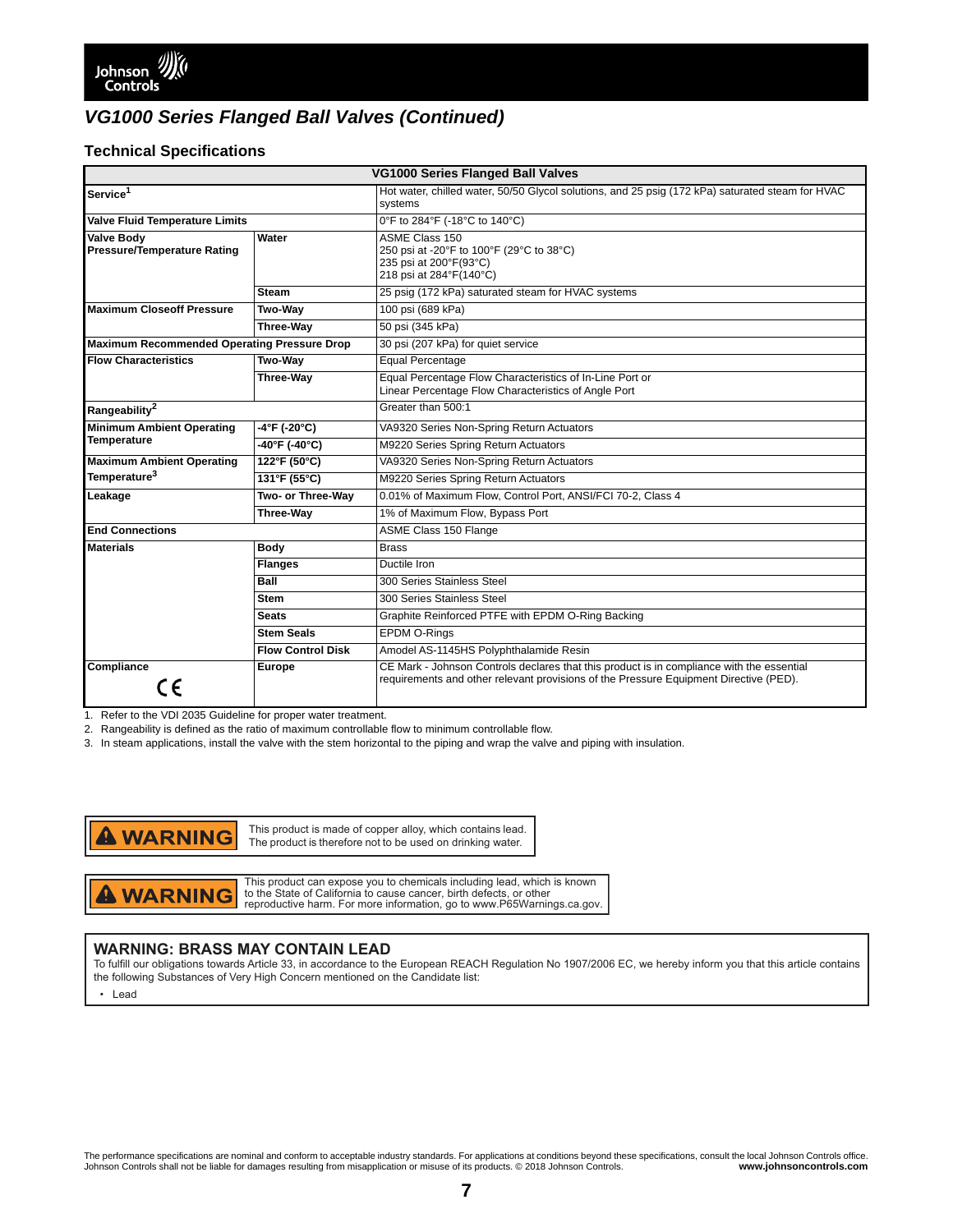# VG1000 Series Flanged Ball Valves (Continued)

## Technical Specifications

| VG1000 Series Flanged Ball Valves | | |
|---|---|---|
| **Service**[1] | | Hot water, chilled water, 50/50 Glycol solutions, and 25 psig (172 kPa) saturated steam for HVAC systems |
| **Valve Fluid Temperature Limits** | | 0°F to 284°F (-18°C to 140°C) |
| **Valve Body Pressure/Temperature Rating** | **Water** | ASME Class 150<br>250 psi at -20°F to 100°F (29°C to 38°C)<br>235 psi at 200°F(93°C)<br>218 psi at 284°F(140°C) |
| | **Steam** | 25 psig (172 kPa) saturated steam for HVAC systems |
| **Maximum Closeoff Pressure** | **Two-Way** | 100 psi (689 kPa) |
| | **Three-Way** | 50 psi (345 kPa) |
| **Maximum Recommended Operating Pressure Drop** | | 30 psi (207 kPa) for quiet service |
| **Flow Characteristics** | **Two-Way** | Equal Percentage |
| | **Three-Way** | Equal Percentage Flow Characteristics of In-Line Port or Linear Percentage Flow Characteristics of Angle Port |
| **Rangeability**[2] | | Greater than 500:1 |
| **Minimum Ambient Operating Temperature** | **-4°F (-20°C)** | VA9320 Series Non-Spring Return Actuators |
| | **-40°F (-40°C)** | M9220 Series Spring Return Actuators |
| **Maximum Ambient Operating Temperature**[3] | **122°F (50°C)** | VA9320 Series Non-Spring Return Actuators |
| | **131°F (55°C)** | M9220 Series Spring Return Actuators |
| **Leakage** | **Two- or Three-Way** | 0.01% of Maximum Flow, Control Port, ANSI/FCI 70-2, Class 4 |
| | **Three-Way** | 1% of Maximum Flow, Bypass Port |
| **End Connections** | | ASME Class 150 Flange |
| **Materials** | **Body** | Brass |
| | **Flanges** | Ductile Iron |
| | **Ball** | 300 Series Stainless Steel |
| | **Stem** | 300 Series Stainless Steel |
| | **Seats** | Graphite Reinforced PTFE with EPDM O-Ring Backing |
| | **Stem Seals** | EPDM O-Rings |
| | **Flow Control Disk** | Amodel AS-1145HS Polyphthalamide Resin |
| **Compliance** CE | **Europe** | CE Mark - Johnson Controls declares that this product is in compliance with the essential requirements and other relevant provisions of the Pressure Equipment Directive (PED). |

1. Refer to the VDI 2035 Guideline for proper water treatment.
2. Rangeability is defined as the ratio of maximum controllable flow to minimum controllable flow.
3. In steam applications, install the valve with the stem horizontal to the piping and wrap the valve and piping with insulation.

**⚠ WARNING** This product is made of copper alloy, which contains lead. The product is therefore not to be used on drinking water.

**⚠ WARNING** This product can expose you to chemicals including lead, which is known to the State of California to cause cancer, birth defects, or other reproductive harm. For more information, go to www.P65Warnings.ca.gov.

**WARNING: BRASS MAY CONTAIN LEAD**

To fulfill our obligations towards Article 33, in accordance to the European REACH Regulation No 1907/2006 EC, we hereby inform you that this article contains the following Substances of Very High Concern mentioned on the Candidate list:

- Lead

The performance specifications are nominal and conform to acceptable industry standards. For applications at conditions beyond these specifications, consult the local Johnson Controls office. Johnson Controls shall not be liable for damages resulting from misapplication or misuse of its products. © 2018 Johnson Controls. **www.johnsoncontrols.com**